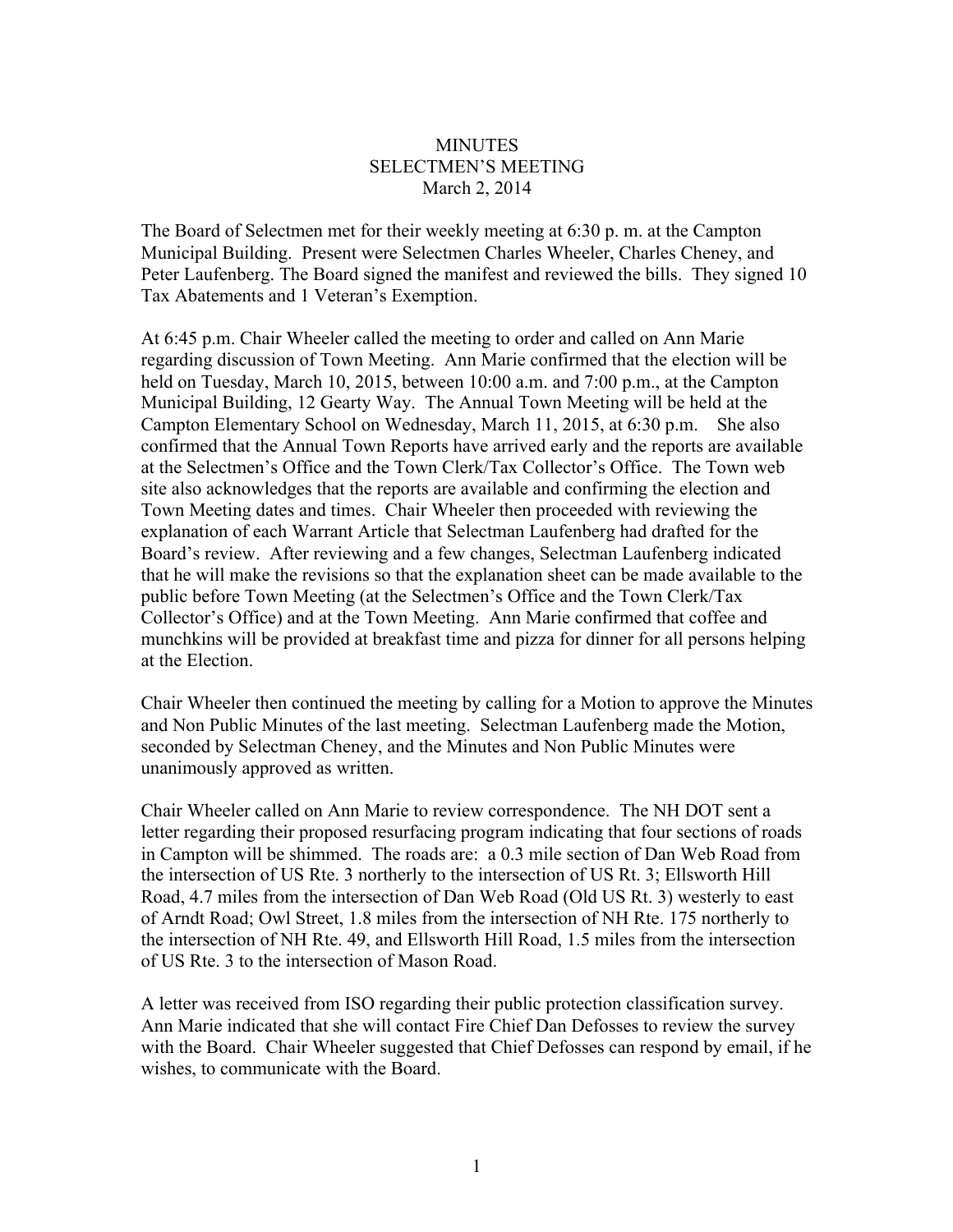# MINUTES
## SELECTMEN'S MEETING
### March 2, 2014

The Board of Selectmen met for their weekly meeting at 6:30 p. m. at the Campton Municipal Building. Present were Selectmen Charles Wheeler, Charles Cheney, and Peter Laufenberg. The Board signed the manifest and reviewed the bills. They signed 10 Tax Abatements and 1 Veteran's Exemption.

At 6:45 p.m. Chair Wheeler called the meeting to order and called on Ann Marie regarding discussion of Town Meeting. Ann Marie confirmed that the election will be held on Tuesday, March 10, 2015, between 10:00 a.m. and 7:00 p.m., at the Campton Municipal Building, 12 Gearty Way. The Annual Town Meeting will be held at the Campton Elementary School on Wednesday, March 11, 2015, at 6:30 p.m. She also confirmed that the Annual Town Reports have arrived early and the reports are available at the Selectmen's Office and the Town Clerk/Tax Collector's Office. The Town web site also acknowledges that the reports are available and confirming the election and Town Meeting dates and times. Chair Wheeler then proceeded with reviewing the explanation of each Warrant Article that Selectman Laufenberg had drafted for the Board's review. After reviewing and a few changes, Selectman Laufenberg indicated that he will make the revisions so that the explanation sheet can be made available to the public before Town Meeting (at the Selectmen's Office and the Town Clerk/Tax Collector's Office) and at the Town Meeting. Ann Marie confirmed that coffee and munchkins will be provided at breakfast time and pizza for dinner for all persons helping at the Election.

Chair Wheeler then continued the meeting by calling for a Motion to approve the Minutes and Non Public Minutes of the last meeting. Selectman Laufenberg made the Motion, seconded by Selectman Cheney, and the Minutes and Non Public Minutes were unanimously approved as written.

Chair Wheeler called on Ann Marie to review correspondence. The NH DOT sent a letter regarding their proposed resurfacing program indicating that four sections of roads in Campton will be shimmed. The roads are: a 0.3 mile section of Dan Web Road from the intersection of US Rte. 3 northerly to the intersection of US Rt. 3; Ellsworth Hill Road, 4.7 miles from the intersection of Dan Web Road (Old US Rt. 3) westerly to east of Arndt Road; Owl Street, 1.8 miles from the intersection of NH Rte. 175 northerly to the intersection of NH Rte. 49, and Ellsworth Hill Road, 1.5 miles from the intersection of US Rte. 3 to the intersection of Mason Road.

A letter was received from ISO regarding their public protection classification survey. Ann Marie indicated that she will contact Fire Chief Dan Defosses to review the survey with the Board. Chair Wheeler suggested that Chief Defosses can respond by email, if he wishes, to communicate with the Board.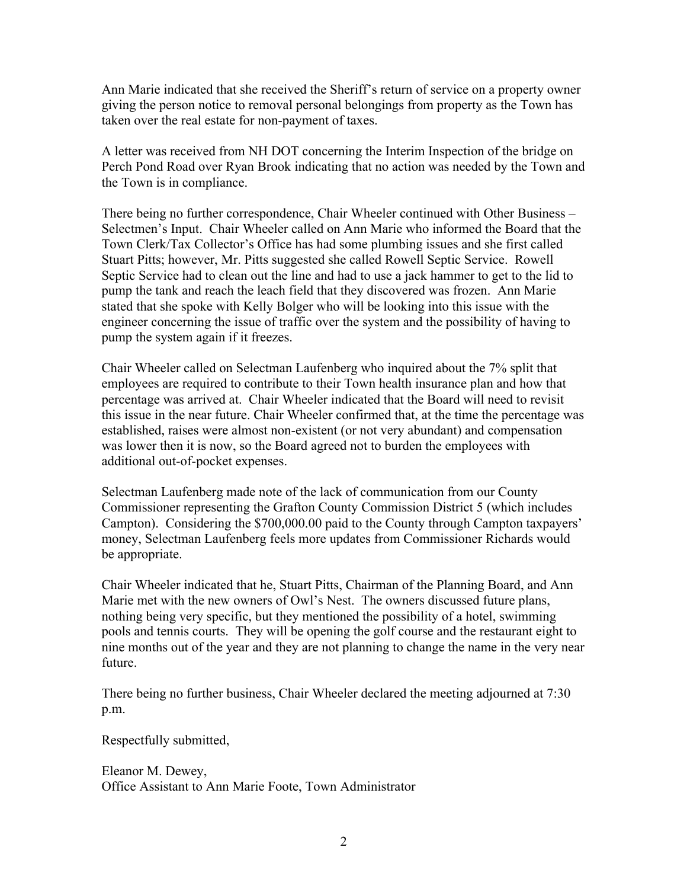Ann Marie indicated that she received the Sheriff's return of service on a property owner giving the person notice to removal personal belongings from property as the Town has taken over the real estate for non-payment of taxes.

A letter was received from NH DOT concerning the Interim Inspection of the bridge on Perch Pond Road over Ryan Brook indicating that no action was needed by the Town and the Town is in compliance.

There being no further correspondence, Chair Wheeler continued with Other Business – Selectmen's Input. Chair Wheeler called on Ann Marie who informed the Board that the Town Clerk/Tax Collector's Office has had some plumbing issues and she first called Stuart Pitts; however, Mr. Pitts suggested she called Rowell Septic Service. Rowell Septic Service had to clean out the line and had to use a jack hammer to get to the lid to pump the tank and reach the leach field that they discovered was frozen. Ann Marie stated that she spoke with Kelly Bolger who will be looking into this issue with the engineer concerning the issue of traffic over the system and the possibility of having to pump the system again if it freezes.

Chair Wheeler called on Selectman Laufenberg who inquired about the 7% split that employees are required to contribute to their Town health insurance plan and how that percentage was arrived at. Chair Wheeler indicated that the Board will need to revisit this issue in the near future. Chair Wheeler confirmed that, at the time the percentage was established, raises were almost non-existent (or not very abundant) and compensation was lower then it is now, so the Board agreed not to burden the employees with additional out-of-pocket expenses.

Selectman Laufenberg made note of the lack of communication from our County Commissioner representing the Grafton County Commission District 5 (which includes Campton). Considering the $700,000.00 paid to the County through Campton taxpayers' money, Selectman Laufenberg feels more updates from Commissioner Richards would be appropriate.

Chair Wheeler indicated that he, Stuart Pitts, Chairman of the Planning Board, and Ann Marie met with the new owners of Owl's Nest. The owners discussed future plans, nothing being very specific, but they mentioned the possibility of a hotel, swimming pools and tennis courts. They will be opening the golf course and the restaurant eight to nine months out of the year and they are not planning to change the name in the very near future.

There being no further business, Chair Wheeler declared the meeting adjourned at 7:30 p.m.

Respectfully submitted,

Eleanor M. Dewey,  
Office Assistant to Ann Marie Foote, Town Administrator